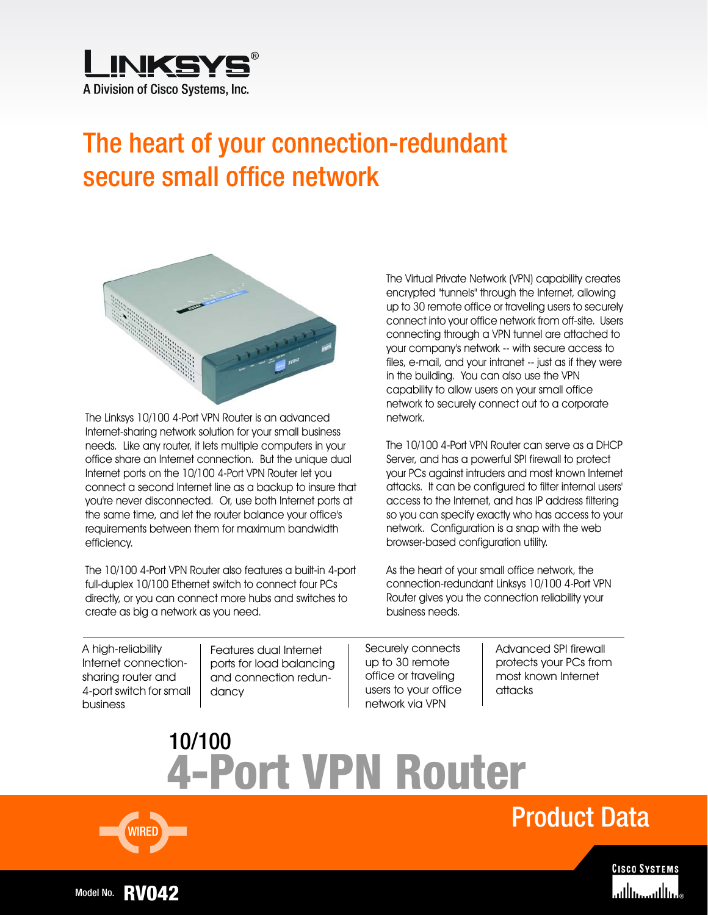LINKSYS®
A Division of Cisco Systems, Inc.

# The heart of your connection-redundant secure small office network

The Linksys 10/100 4-Port VPN Router is an advanced Internet-sharing network solution for your small business needs. Like any router, it lets multiple computers in your office share an Internet connection. But the unique dual Internet ports on the 10/100 4-Port VPN Router let you connect a second Internet line as a backup to insure that you're never disconnected. Or, use both Internet ports at the same time, and let the router balance your office's requirements between them for maximum bandwidth efficiency.

The 10/100 4-Port VPN Router also features a built-in 4-port full-duplex 10/100 Ethernet switch to connect four PCs directly, or you can connect more hubs and switches to create as big a network as you need.

The Virtual Private Network (VPN) capability creates encrypted "tunnels" through the Internet, allowing up to 30 remote office or traveling users to securely connect into your office network from off-site. Users connecting through a VPN tunnel are attached to your company's network -- with secure access to files, e-mail, and your intranet -- just as if they were in the building. You can also use the VPN capability to allow users on your small office network to securely connect out to a corporate network.

The 10/100 4-Port VPN Router can serve as a DHCP Server, and has a powerful SPI firewall to protect your PCs against intruders and most known Internet attacks. It can be configured to filter internal users' access to the Internet, and has IP address filtering so you can specify exactly who has access to your network. Configuration is a snap with the web browser-based configuration utility.

As the heart of your small office network, the connection-redundant Linksys 10/100 4-Port VPN Router gives you the connection reliability your business needs.

- A high-reliability Internet connection-sharing router and 4-port switch for small business
- Features dual Internet ports for load balancing and connection redundancy
- Securely connects up to 30 remote office or traveling users to your office network via VPN
- Advanced SPI firewall protects your PCs from most known Internet attacks

# 10/100 4-Port VPN Router

## Product Data

WIRED

Model No. **RV042**

CISCO SYSTEMS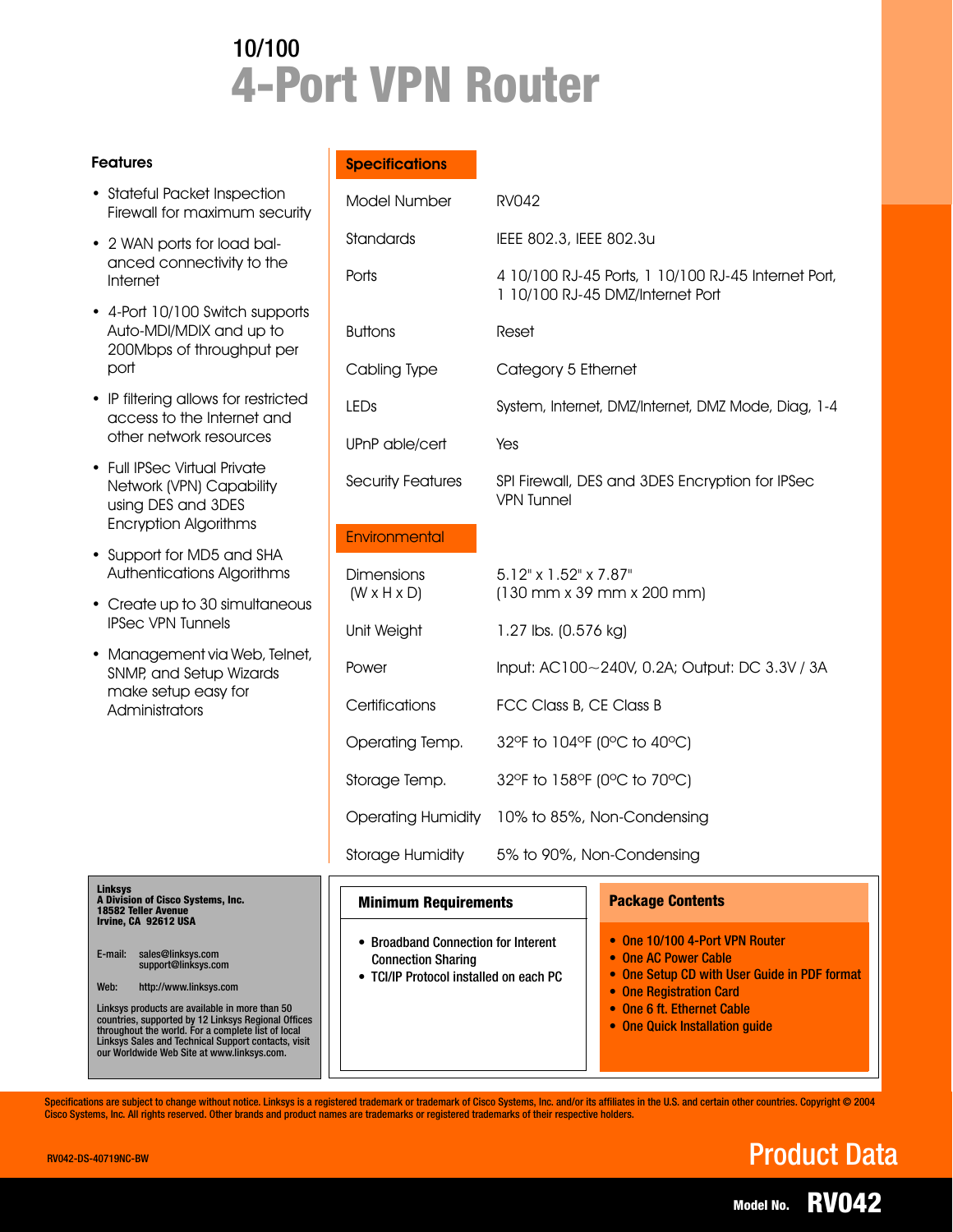10/100

# 4-Port VPN Router

## Features

- Stateful Packet Inspection Firewall for maximum security
- 2 WAN ports for load balanced connectivity to the Internet
- 4-Port 10/100 Switch supports Auto-MDI/MDIX and up to 200Mbps of throughput per port
- IP filtering allows for restricted access to the Internet and other network resources
- Full IPSec Virtual Private Network (VPN) Capability using DES and 3DES Encryption Algorithms
- Support for MD5 and SHA Authentications Algorithms
- Create up to 30 simultaneous IPSec VPN Tunnels
- Management via Web, Telnet, SNMP, and Setup Wizards make setup easy for Administrators

## Specifications

| | |
|---|---|
| Model Number | RV042 |
| Standards | IEEE 802.3, IEEE 802.3u |
| Ports | 4 10/100 RJ-45 Ports, 1 10/100 RJ-45 Internet Port, 1 10/100 RJ-45 DMZ/Internet Port |
| Buttons | Reset |
| Cabling Type | Category 5 Ethernet |
| LEDs | System, Internet, DMZ/Internet, DMZ Mode, Diag, 1-4 |
| UPnP able/cert | Yes |
| Security Features | SPI Firewall, DES and 3DES Encryption for IPSec VPN Tunnel |

## Environmental

| | |
|---|---|
| Dimensions (W x H x D) | 5.12" x 1.52" x 7.87" (130 mm x 39 mm x 200 mm) |
| Unit Weight | 1.27 lbs. (0.576 kg) |
| Power | Input: AC100~240V, 0.2A; Output: DC 3.3V / 3A |
| Certifications | FCC Class B, CE Class B |
| Operating Temp. | 32ºF to 104ºF (0ºC to 40ºC) |
| Storage Temp. | 32ºF to 158ºF (0ºC to 70ºC) |
| Operating Humidity | 10% to 85%, Non-Condensing |
| Storage Humidity | 5% to 90%, Non-Condensing |

**Linksys**
**A Division of Cisco Systems, Inc.**
**18582 Teller Avenue**
**Irvine, CA 92612 USA**

E-mail: sales@linksys.com
support@linksys.com

Web: http://www.linksys.com

Linksys products are available in more than 50 countries, supported by 12 Linksys Regional Offices throughout the world. For a complete list of local Linksys Sales and Technical Support contacts, visit our Worldwide Web Site at www.linksys.com.

### Minimum Requirements

- Broadband Connection for Interent Connection Sharing
- TCI/IP Protocol installed on each PC

### Package Contents

- One 10/100 4-Port VPN Router
- One AC Power Cable
- One Setup CD with User Guide in PDF format
- One Registration Card
- One 6 ft. Ethernet Cable
- One Quick Installation guide

Specifications are subject to change without notice. Linksys is a registered trademark or trademark of Cisco Systems, Inc. and/or its affiliates in the U.S. and certain other countries. Copyright © 2004 Cisco Systems, Inc. All rights reserved. Other brands and product names are trademarks or registered trademarks of their respective holders.

RV042-DS-40719NC-BW

Product Data

Model No. **RV042**